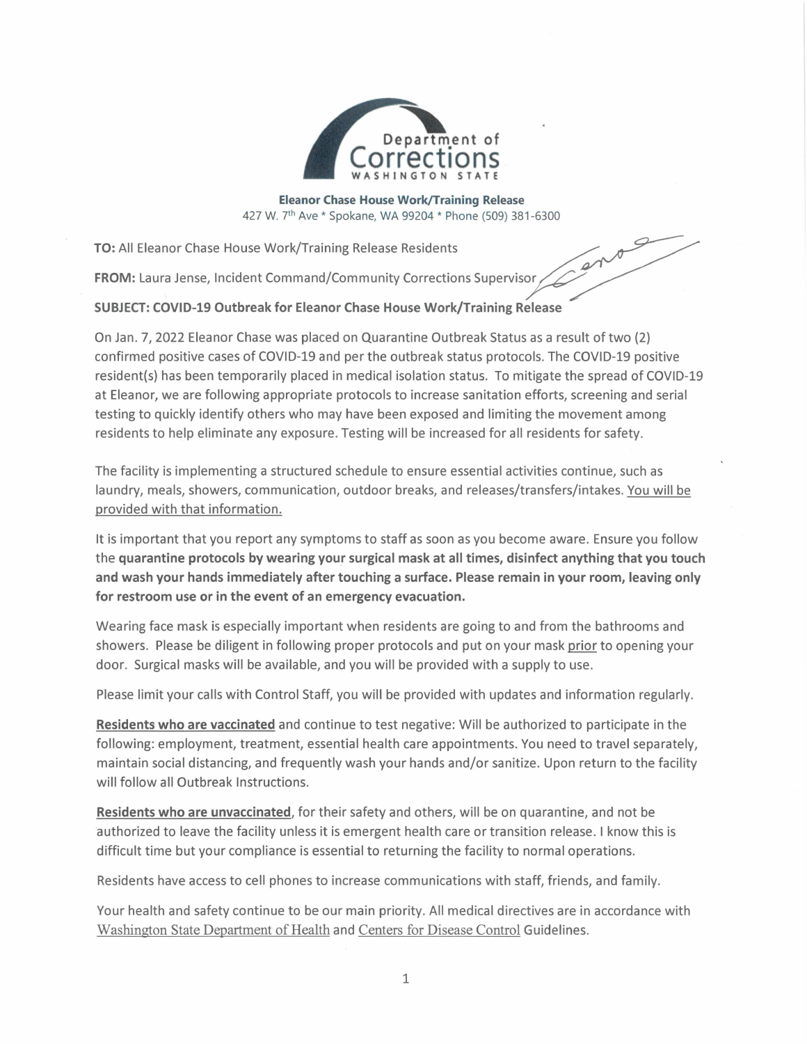Department of Corrections
WASHINGTON STATE

**Eleanor Chase House Work/Training Release**
427 W. 7th Ave * Spokane, WA 99204 * Phone (509) 381-6300

**TO:** All Eleanor Chase House Work/Training Release Residents

**FROM:** Laura Jense, Incident Command/Community Corrections Supervisor

**SUBJECT: COVID-19 Outbreak for Eleanor Chase House Work/Training Release**

On Jan. 7, 2022 Eleanor Chase was placed on Quarantine Outbreak Status as a result of two (2) confirmed positive cases of COVID-19 and per the outbreak status protocols. The COVID-19 positive resident(s) has been temporarily placed in medical isolation status. To mitigate the spread of COVID-19 at Eleanor, we are following appropriate protocols to increase sanitation efforts, screening and serial testing to quickly identify others who may have been exposed and limiting the movement among residents to help eliminate any exposure. Testing will be increased for all residents for safety.

The facility is implementing a structured schedule to ensure essential activities continue, such as laundry, meals, showers, communication, outdoor breaks, and releases/transfers/intakes. <u>You will be provided with that information.</u>

It is important that you report any symptoms to staff as soon as you become aware. Ensure you follow the **quarantine protocols by wearing your surgical mask at all times, disinfect anything that you touch and wash your hands immediately after touching a surface. Please remain in your room, leaving only for restroom use or in the event of an emergency evacuation.**

Wearing face mask is especially important when residents are going to and from the bathrooms and showers. Please be diligent in following proper protocols and put on your mask <u>prior</u> to opening your door. Surgical masks will be available, and you will be provided with a supply to use.

Please limit your calls with Control Staff, you will be provided with updates and information regularly.

**<u>Residents who are vaccinated</u>** and continue to test negative: Will be authorized to participate in the following: employment, treatment, essential health care appointments. You need to travel separately, maintain social distancing, and frequently wash your hands and/or sanitize. Upon return to the facility will follow all Outbreak Instructions.

**<u>Residents who are unvaccinated</u>**, for their safety and others, will be on quarantine, and not be authorized to leave the facility unless it is emergent health care or transition release. I know this is difficult time but your compliance is essential to returning the facility to normal operations.

Residents have access to cell phones to increase communications with staff, friends, and family.

Your health and safety continue to be our main priority. All medical directives are in accordance with <u>Washington State Department of Health</u> and <u>Centers for Disease Control</u> Guidelines.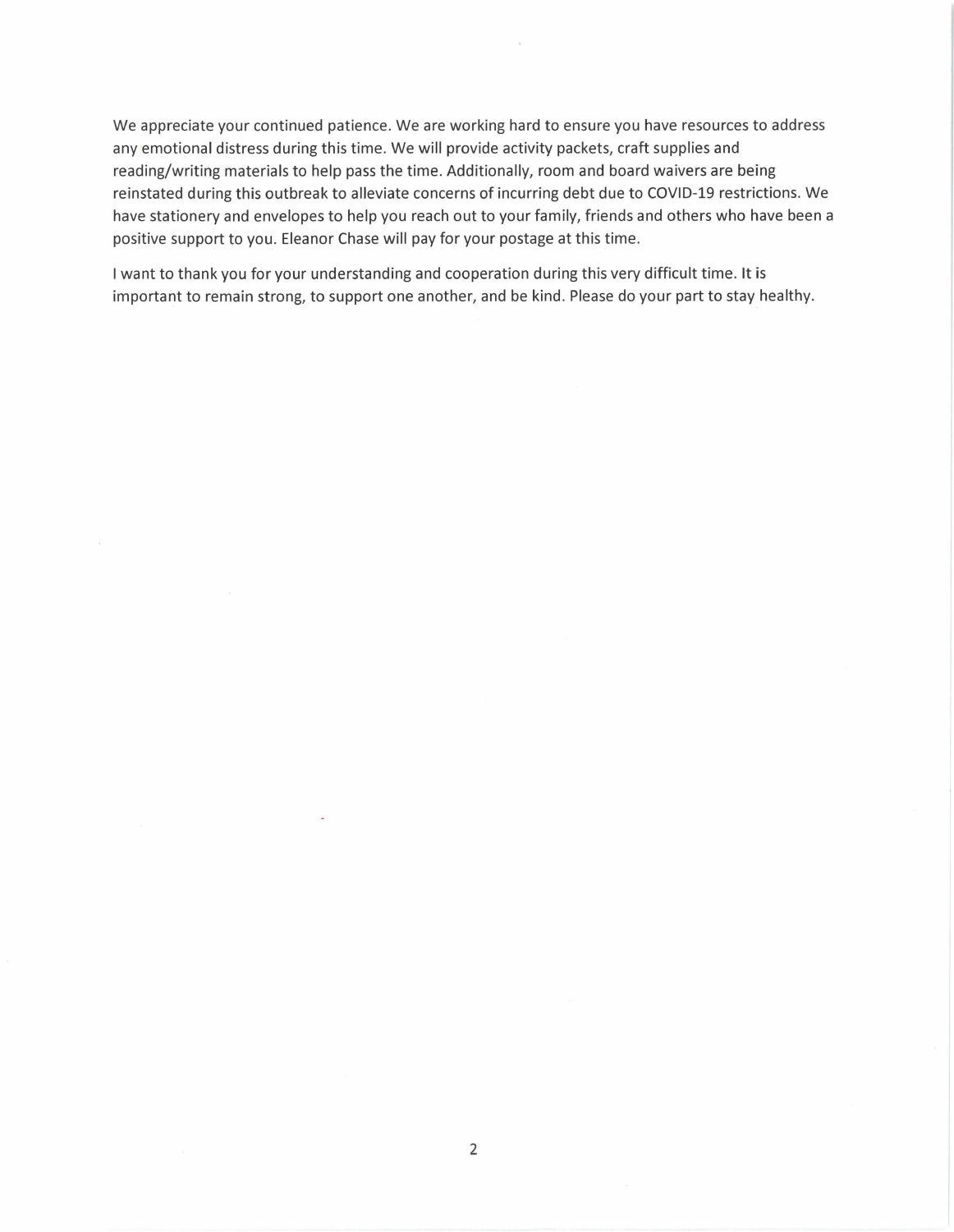We appreciate your continued patience. We are working hard to ensure you have resources to address any emotional distress during this time. We will provide activity packets, craft supplies and reading/writing materials to help pass the time. Additionally, room and board waivers are being reinstated during this outbreak to alleviate concerns of incurring debt due to COVID-19 restrictions. We have stationery and envelopes to help you reach out to your family, friends and others who have been a positive support to you. Eleanor Chase will pay for your postage at this time.

I want to thank you for your understanding and cooperation during this very difficult time. It is important to remain strong, to support one another, and be kind. Please do your part to stay healthy.